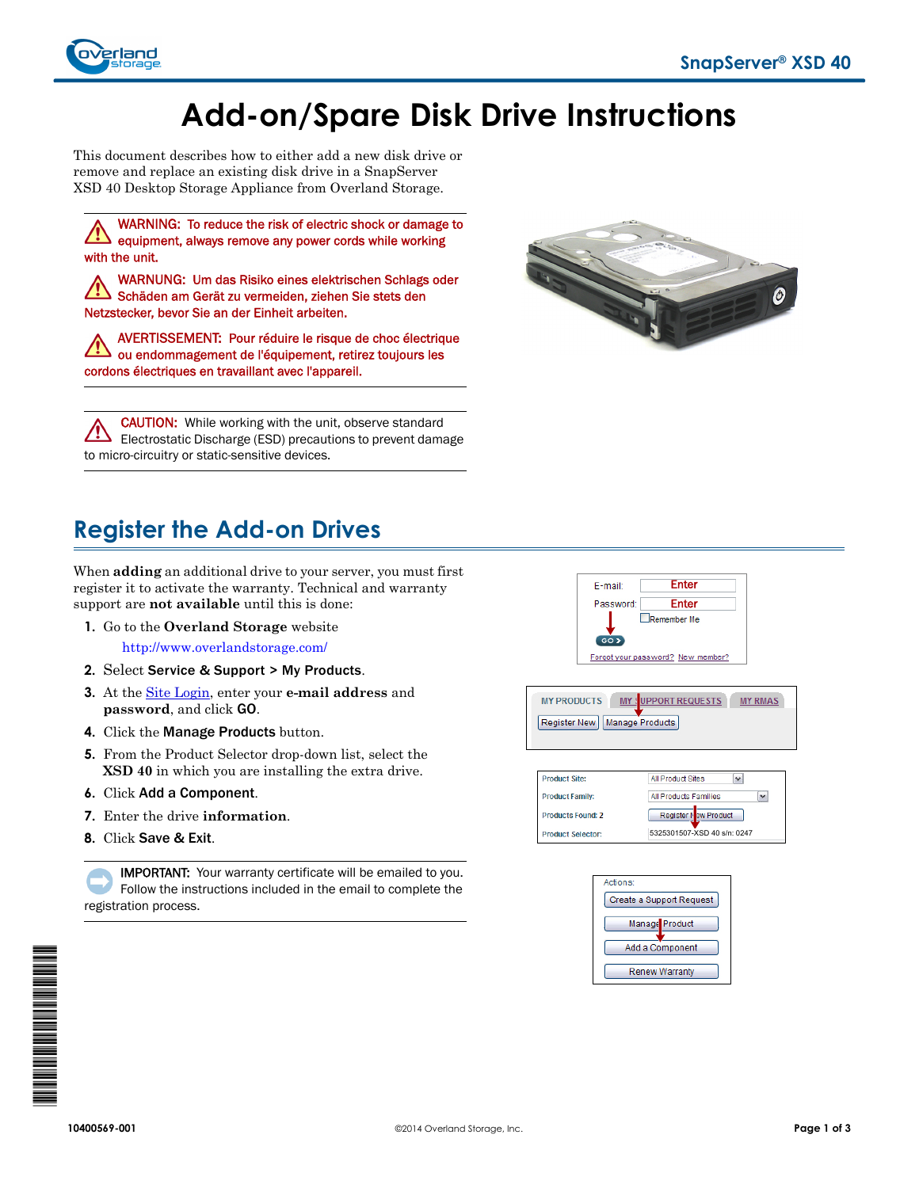# Add-on/Spare Disk Drive Instructions

This document describes how to either add a new disk drive or remove and replace an existing disk drive in a SnapServer XSD 40 Desktop Storage Appliance from Overland Storage.

WARNING: To reduce the risk of electric shock or damage to equipment, always remove any power cords while working with the unit.

WARNUNG: Um das Risiko eines elektrischen Schlags oder Schäden am Gerät zu vermeiden, ziehen Sie stets den Netzstecker, bevor Sie an der Einheit arbeiten.

AVERTISSEMENT: Pour réduire le risque de choc électrique ou endommagement de l'équipement, retirez toujours les cordons électriques en travaillant avec l'appareil.

CAUTION: While working with the unit, observe standard Electrostatic Discharge (ESD) precautions to prevent damage to micro-circuitry or static-sensitive devices.

## Register the Add-on Drives

When **adding** an additional drive to your server, you must first register it to activate the warranty. Technical and warranty support are **not available** until this is done:

1. Go to the **Overland Storage** website
   http://www.overlandstorage.com/
2. Select **Service & Support > My Products**.
3. At the Site Login, enter your **e-mail address** and **password**, and click **GO**.
4. Click the **Manage Products** button.
5. From the Product Selector drop-down list, select the **XSD 40** in which you are installing the extra drive.
6. Click **Add a Component**.
7. Enter the drive **information**.
8. Click **Save & Exit**.

IMPORTANT: Your warranty certificate will be emailed to you. Follow the instructions included in the email to complete the registration process.

10400569-001

©2014 Overland Storage, Inc.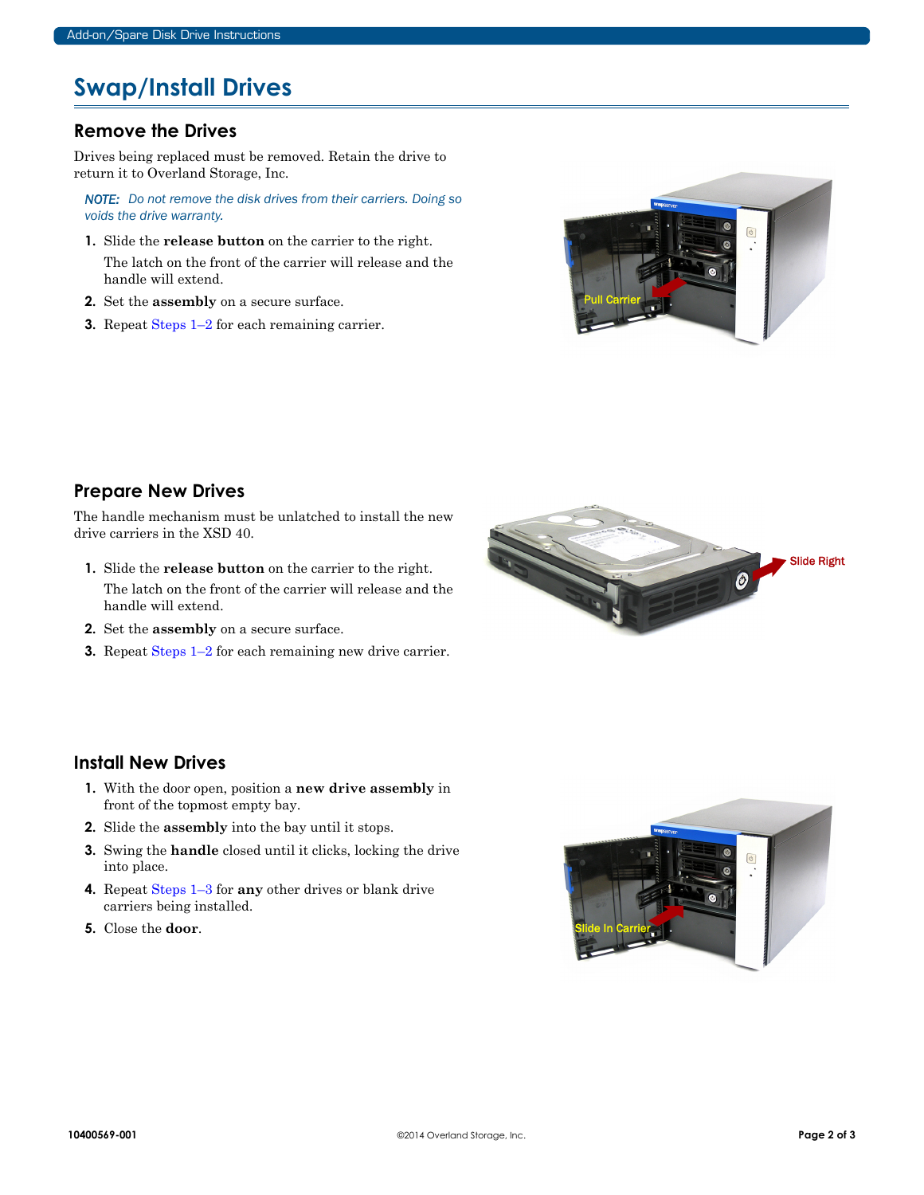# Swap/Install Drives

## Remove the Drives

Drives being replaced must be removed. Retain the drive to return it to Overland Storage, Inc.

*NOTE: Do not remove the disk drives from their carriers. Doing so voids the drive warranty.*

1. Slide the **release button** on the carrier to the right.

   The latch on the front of the carrier will release and the handle will extend.
2. Set the **assembly** on a secure surface.
3. Repeat Steps 1–2 for each remaining carrier.

## Prepare New Drives

The handle mechanism must be unlatched to install the new drive carriers in the XSD 40.

1. Slide the **release button** on the carrier to the right.

   The latch on the front of the carrier will release and the handle will extend.
2. Set the **assembly** on a secure surface.
3. Repeat Steps 1–2 for each remaining new drive carrier.

## Install New Drives

1. With the door open, position a **new drive assembly** in front of the topmost empty bay.
2. Slide the **assembly** into the bay until it stops.
3. Swing the **handle** closed until it clicks, locking the drive into place.
4. Repeat Steps 1–3 for **any** other drives or blank drive carriers being installed.
5. Close the **door**.

10400569-001

©2014 Overland Storage, Inc.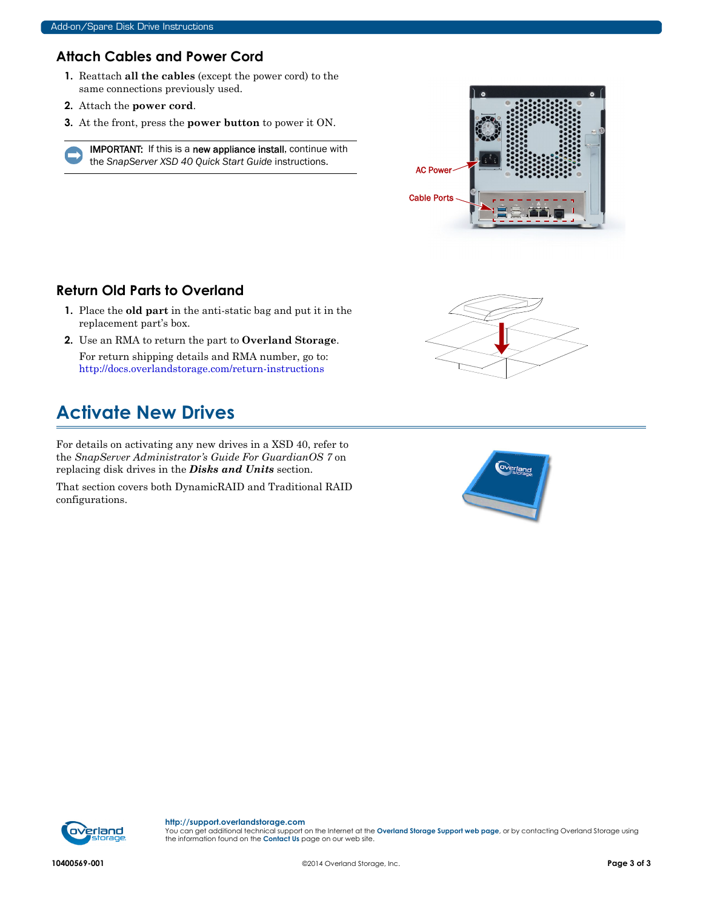## Attach Cables and Power Cord

1. Reattach **all the cables** (except the power cord) to the same connections previously used.
2. Attach the **power cord**.
3. At the front, press the **power button** to power it ON.

> **IMPORTANT:** If this is a **new appliance install**, continue with the *SnapServer XSD 40 Quick Start Guide* instructions.

AC Power

Cable Ports

## Return Old Parts to Overland

1. Place the **old part** in the anti-static bag and put it in the replacement part's box.
2. Use an RMA to return the part to **Overland Storage**.

   For return shipping details and RMA number, go to:
   http://docs.overlandstorage.com/return-instructions

# Activate New Drives

For details on activating any new drives in a XSD 40, refer to the *SnapServer Administrator's Guide For GuardianOS 7* on replacing disk drives in the ***Disks and Units*** section.

That section covers both DynamicRAID and Traditional RAID configurations.

**http://support.overlandstorage.com**
You can get additional technical support on the Internet at the **Overland Storage Support web page**, or by contacting Overland Storage using the information found on the **Contact Us** page on our web site.

**10400569-001**

©2014 Overland Storage, Inc.